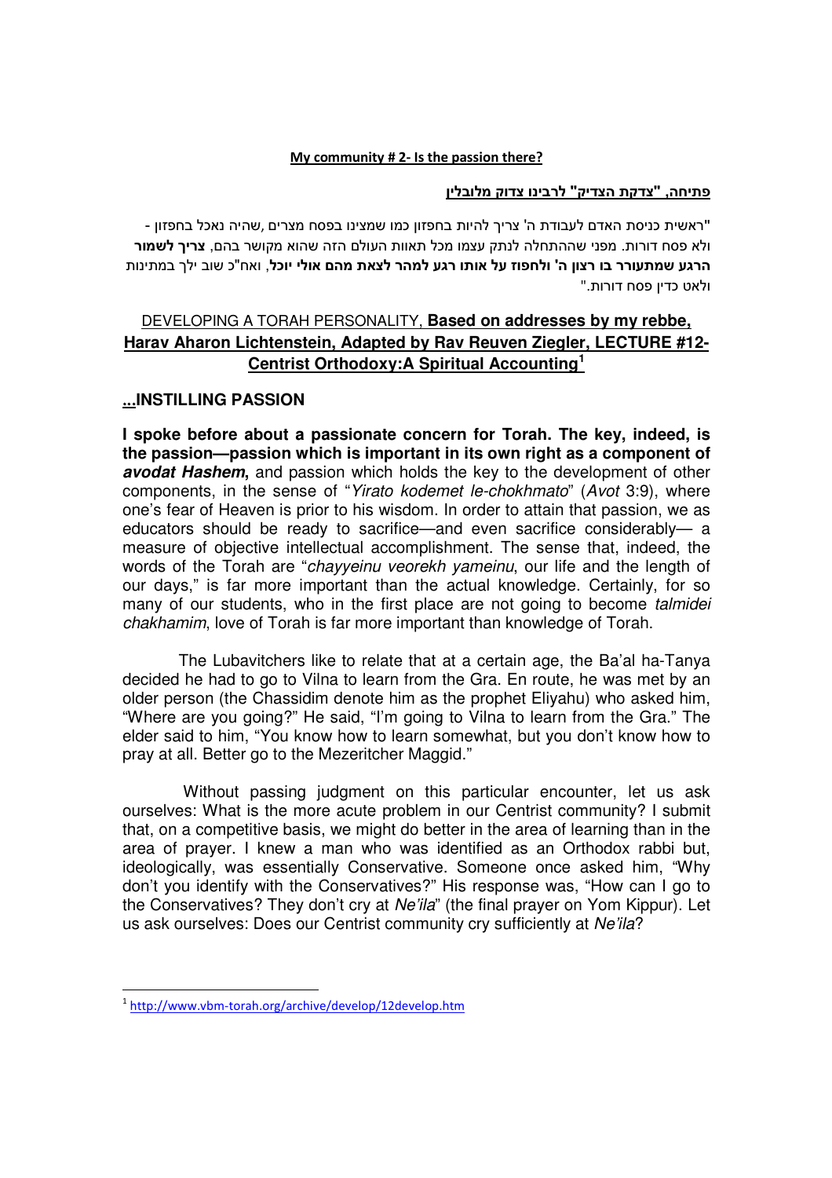**My community # 2- Is the passion there?**

**פתיחה, "צדקת הצדיק" לרבינו צדוק מלובלין**

"ראשית כניסת האדם לעבודת ה' צריך להיות בחפזון כמו שמצינו בפסח מצרים ,שהיה נאכל בחפזון - ולא פסח דורות. מפני שההתחלה לנתק עצמו מכל תאוות העולם הזה שהוא מקושר בהם, **צריך לשמור הרגע שמתעורר בו רצון ה' ולחפוז על אותו רגע למהר לצאת מהם אולי יוכל**, ואח"כ שוב ילך במתינות ולאט כדין פסח דורות."

## DEVELOPING A TORAH PERSONALITY, **Based on addresses by my rebbe, Harav Aharon Lichtenstein, Adapted by Rav Reuven Ziegler, LECTURE #12- Centrist Orthodoxy:A Spiritual Accounting**[1]

### ...INSTILLING PASSION

**I spoke before about a passionate concern for Torah. The key, indeed, is the passion—passion which is important in its own right as a component of *avodat Hashem*,** and passion which holds the key to the development of other components, in the sense of "*Yirato kodemet le-chokhmato*" (*Avot* 3:9), where one's fear of Heaven is prior to his wisdom. In order to attain that passion, we as educators should be ready to sacrifice—and even sacrifice considerably— a measure of objective intellectual accomplishment. The sense that, indeed, the words of the Torah are "*chayyeinu veorekh yameinu*, our life and the length of our days," is far more important than the actual knowledge. Certainly, for so many of our students, who in the first place are not going to become *talmidei chakhamim*, love of Torah is far more important than knowledge of Torah.

The Lubavitchers like to relate that at a certain age, the Ba'al ha-Tanya decided he had to go to Vilna to learn from the Gra. En route, he was met by an older person (the Chassidim denote him as the prophet Eliyahu) who asked him, "Where are you going?" He said, "I'm going to Vilna to learn from the Gra." The elder said to him, "You know how to learn somewhat, but you don't know how to pray at all. Better go to the Mezeritcher Maggid."

Without passing judgment on this particular encounter, let us ask ourselves: What is the more acute problem in our Centrist community? I submit that, on a competitive basis, we might do better in the area of learning than in the area of prayer. I knew a man who was identified as an Orthodox rabbi but, ideologically, was essentially Conservative. Someone once asked him, "Why don't you identify with the Conservatives?" His response was, "How can I go to the Conservatives? They don't cry at *Ne'ila*" (the final prayer on Yom Kippur). Let us ask ourselves: Does our Centrist community cry sufficiently at *Ne'ila*?

[1] http://www.vbm-torah.org/archive/develop/12develop.htm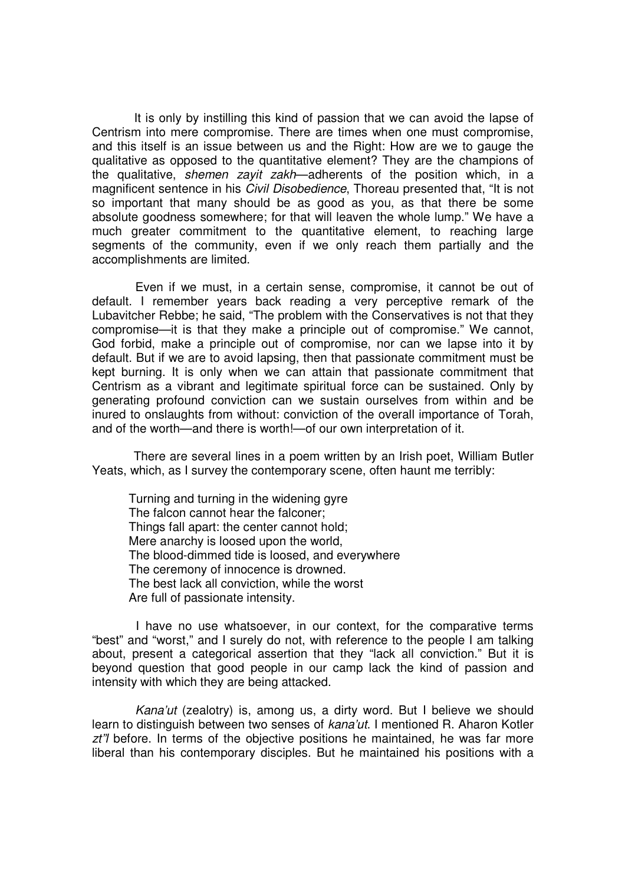It is only by instilling this kind of passion that we can avoid the lapse of Centrism into mere compromise. There are times when one must compromise, and this itself is an issue between us and the Right: How are we to gauge the qualitative as opposed to the quantitative element? They are the champions of the qualitative, *shemen zayit zakh*—adherents of the position which, in a magnificent sentence in his *Civil Disobedience*, Thoreau presented that, "It is not so important that many should be as good as you, as that there be some absolute goodness somewhere; for that will leaven the whole lump." We have a much greater commitment to the quantitative element, to reaching large segments of the community, even if we only reach them partially and the accomplishments are limited.

Even if we must, in a certain sense, compromise, it cannot be out of default. I remember years back reading a very perceptive remark of the Lubavitcher Rebbe; he said, "The problem with the Conservatives is not that they compromise—it is that they make a principle out of compromise." We cannot, God forbid, make a principle out of compromise, nor can we lapse into it by default. But if we are to avoid lapsing, then that passionate commitment must be kept burning. It is only when we can attain that passionate commitment that Centrism as a vibrant and legitimate spiritual force can be sustained. Only by generating profound conviction can we sustain ourselves from within and be inured to onslaughts from without: conviction of the overall importance of Torah, and of the worth—and there is worth!—of our own interpretation of it.

There are several lines in a poem written by an Irish poet, William Butler Yeats, which, as I survey the contemporary scene, often haunt me terribly:

> Turning and turning in the widening gyre
> The falcon cannot hear the falconer;
> Things fall apart: the center cannot hold;
> Mere anarchy is loosed upon the world,
> The blood-dimmed tide is loosed, and everywhere
> The ceremony of innocence is drowned.
> The best lack all conviction, while the worst
> Are full of passionate intensity.

I have no use whatsoever, in our context, for the comparative terms "best" and "worst," and I surely do not, with reference to the people I am talking about, present a categorical assertion that they "lack all conviction." But it is beyond question that good people in our camp lack the kind of passion and intensity with which they are being attacked.

*Kana'ut* (zealotry) is, among us, a dirty word. But I believe we should learn to distinguish between two senses of *kana'ut*. I mentioned R. Aharon Kotler *zt"l* before. In terms of the objective positions he maintained, he was far more liberal than his contemporary disciples. But he maintained his positions with a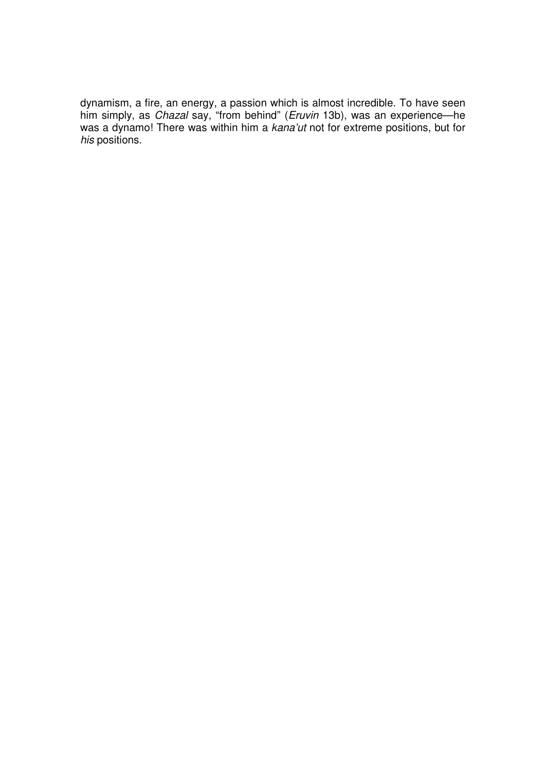dynamism, a fire, an energy, a passion which is almost incredible. To have seen him simply, as *Chazal* say, "from behind" (*Eruvin* 13b), was an experience—he was a dynamo! There was within him a *kana'ut* not for extreme positions, but for *his* positions.